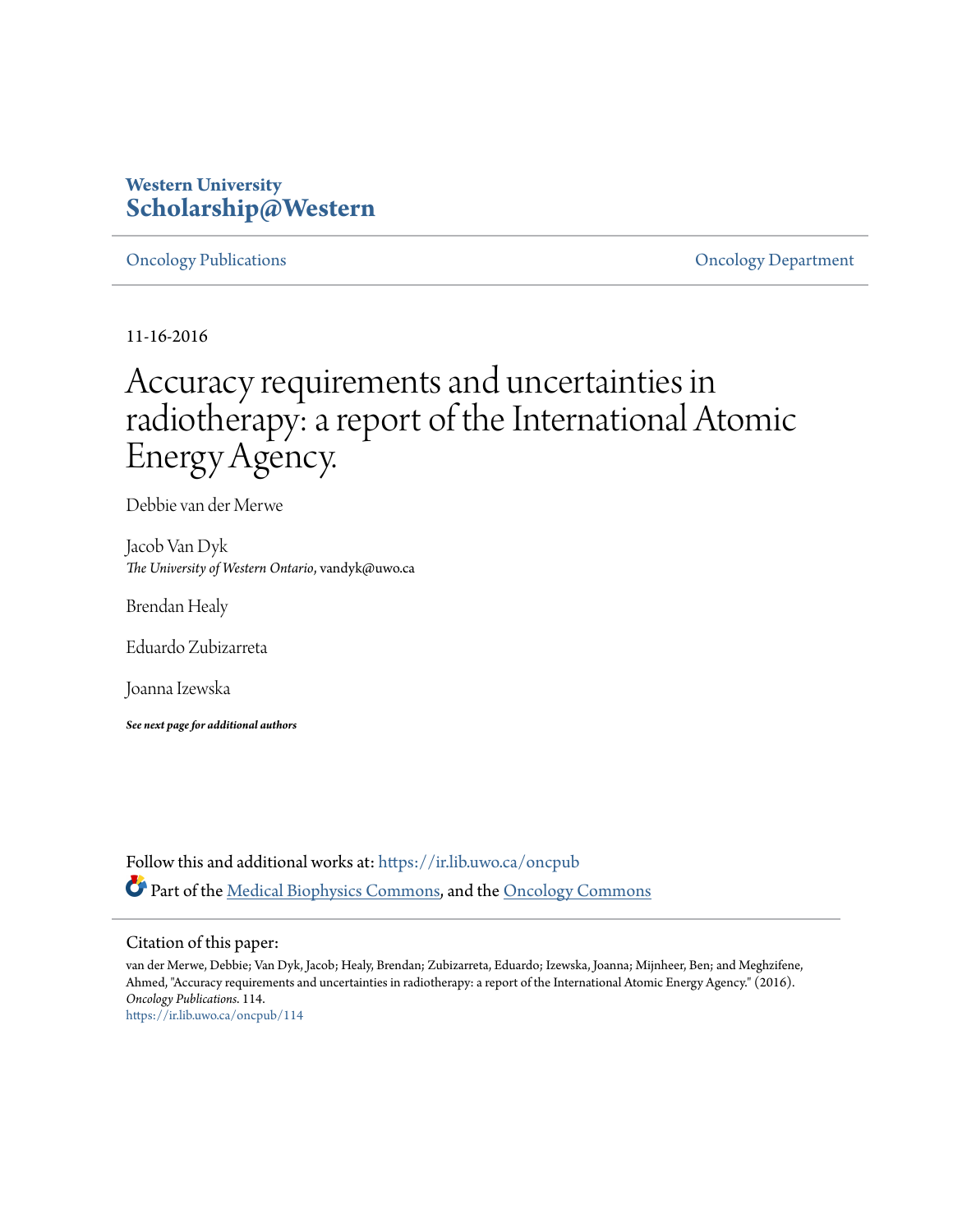Western University
**Scholarship@Western**

Oncology Publications | Oncology Department

11-16-2016

# Accuracy requirements and uncertainties in radiotherapy: a report of the International Atomic Energy Agency.

Debbie van der Merwe

Jacob Van Dyk
*The University of Western Ontario*, vandyk@uwo.ca

Brendan Healy

Eduardo Zubizarreta

Joanna Izewska

***See next page for additional authors***

Follow this and additional works at: https://ir.lib.uwo.ca/oncpub

Part of the Medical Biophysics Commons, and the Oncology Commons

Citation of this paper:

van der Merwe, Debbie; Van Dyk, Jacob; Healy, Brendan; Zubizarreta, Eduardo; Izewska, Joanna; Mijnheer, Ben; and Meghzifene, Ahmed, "Accuracy requirements and uncertainties in radiotherapy: a report of the International Atomic Energy Agency." (2016). *Oncology Publications*. 114.
https://ir.lib.uwo.ca/oncpub/114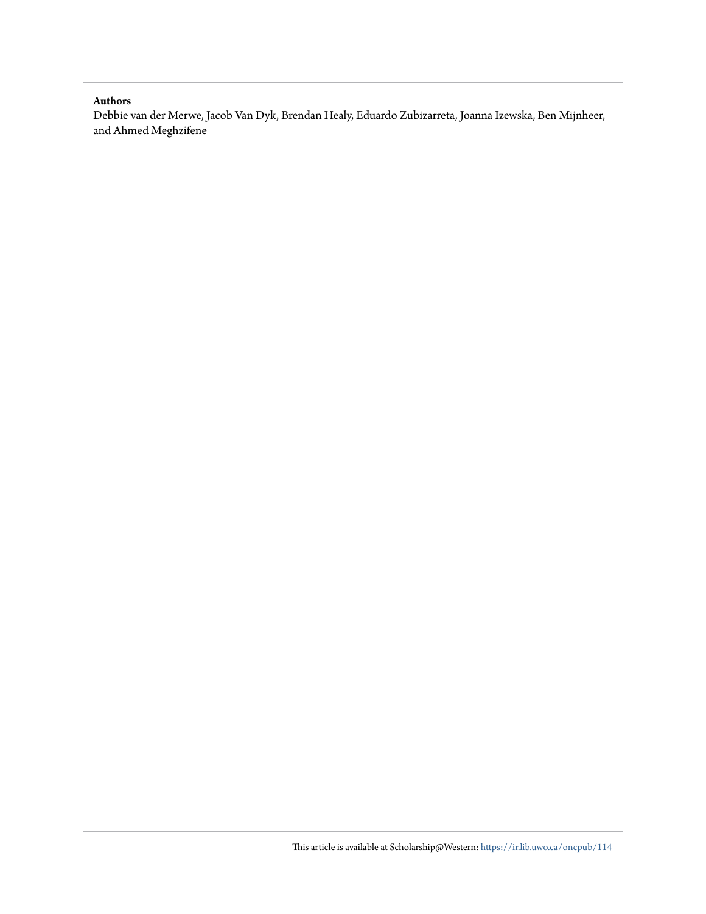**Authors**

Debbie van der Merwe, Jacob Van Dyk, Brendan Healy, Eduardo Zubizarreta, Joanna Izewska, Ben Mijnheer, and Ahmed Meghzifene

This article is available at Scholarship@Western: https://ir.lib.uwo.ca/oncpub/114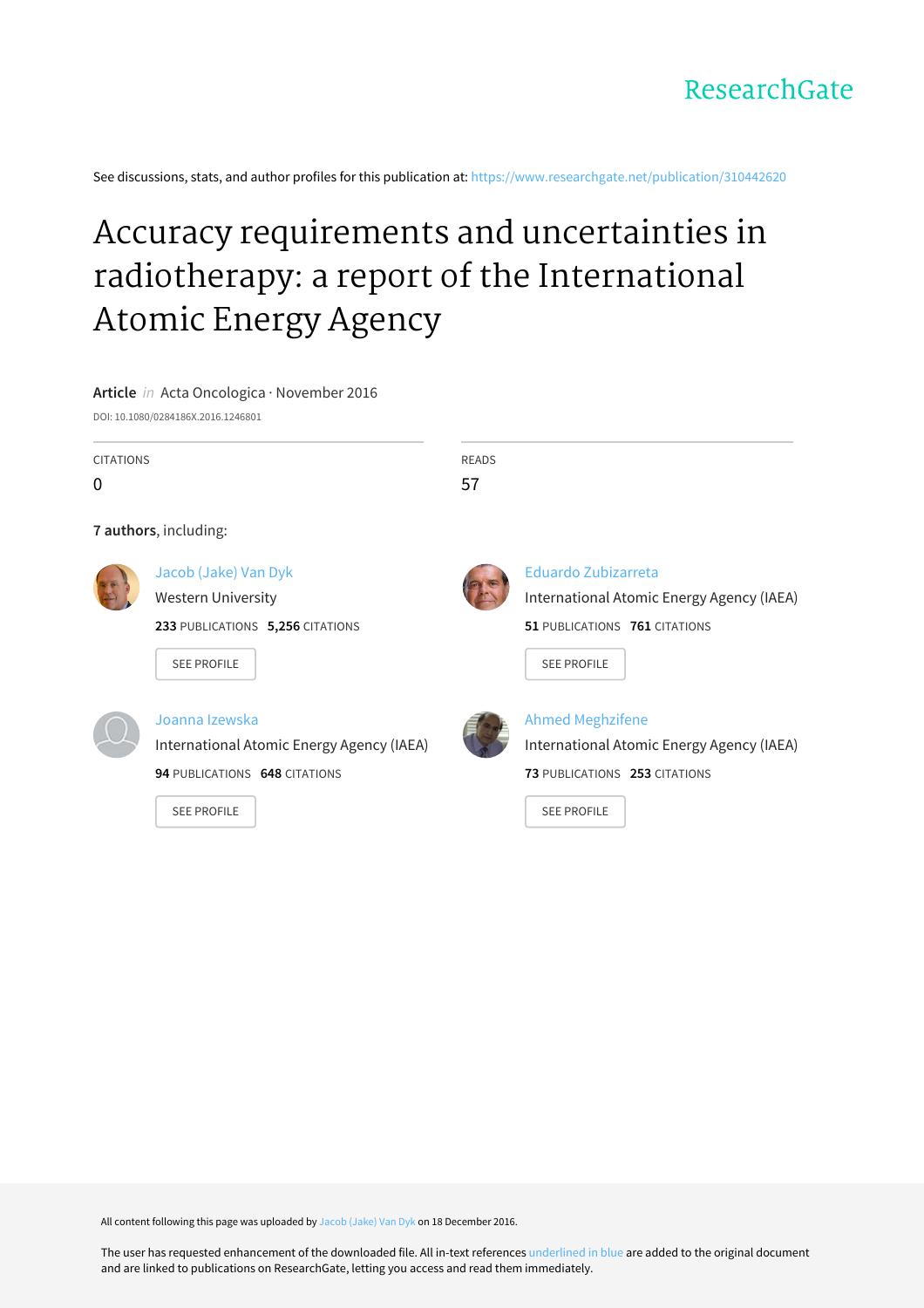ResearchGate

See discussions, stats, and author profiles for this publication at: https://www.researchgate.net/publication/310442620

# Accuracy requirements and uncertainties in radiotherapy: a report of the International Atomic Energy Agency

**Article** *in* Acta Oncologica · November 2016

DOI: 10.1080/0284186X.2016.1246801

| CITATIONS | READS |
|---|---|
| 0 | 57 |

**7 authors**, including:

**Jacob (Jake) Van Dyk**
Western University
233 PUBLICATIONS 5,256 CITATIONS
SEE PROFILE

**Eduardo Zubizarreta**
International Atomic Energy Agency (IAEA)
51 PUBLICATIONS 761 CITATIONS
SEE PROFILE

**Joanna Izewska**
International Atomic Energy Agency (IAEA)
94 PUBLICATIONS 648 CITATIONS
SEE PROFILE

**Ahmed Meghzifene**
International Atomic Energy Agency (IAEA)
73 PUBLICATIONS 253 CITATIONS
SEE PROFILE

All content following this page was uploaded by Jacob (Jake) Van Dyk on 18 December 2016.

The user has requested enhancement of the downloaded file. All in-text references underlined in blue are added to the original document and are linked to publications on ResearchGate, letting you access and read them immediately.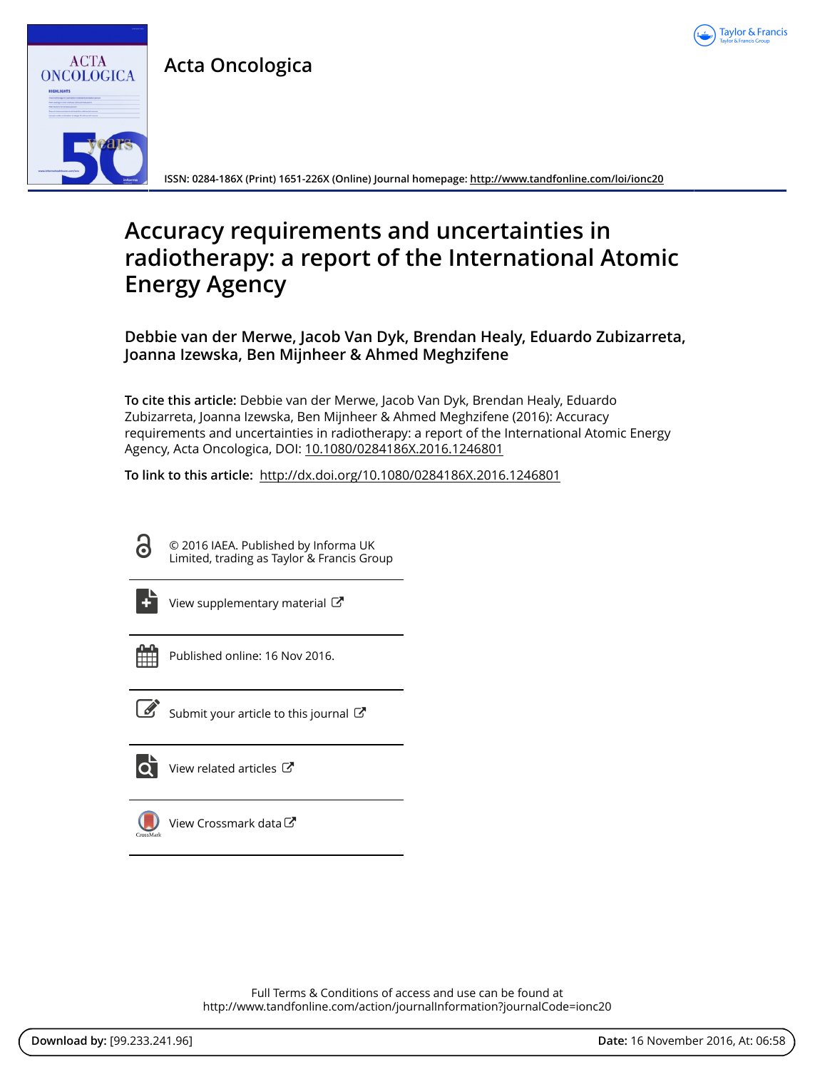# Acta Oncologica

ISSN: 0284-186X (Print) 1651-226X (Online) Journal homepage: http://www.tandfonline.com/loi/ionc20

# Accuracy requirements and uncertainties in radiotherapy: a report of the International Atomic Energy Agency

**Debbie van der Merwe, Jacob Van Dyk, Brendan Healy, Eduardo Zubizarreta, Joanna Izewska, Ben Mijnheer & Ahmed Meghzifene**

**To cite this article:** Debbie van der Merwe, Jacob Van Dyk, Brendan Healy, Eduardo Zubizarreta, Joanna Izewska, Ben Mijnheer & Ahmed Meghzifene (2016): Accuracy requirements and uncertainties in radiotherapy: a report of the International Atomic Energy Agency, Acta Oncologica, DOI: 10.1080/0284186X.2016.1246801

**To link to this article:** http://dx.doi.org/10.1080/0284186X.2016.1246801

© 2016 IAEA. Published by Informa UK Limited, trading as Taylor & Francis Group

View supplementary material

Published online: 16 Nov 2016.

Submit your article to this journal

View related articles

View Crossmark data

Full Terms & Conditions of access and use can be found at
http://www.tandfonline.com/action/journalInformation?journalCode=ionc20

**Download by:** [99.233.241.96] **Date:** 16 November 2016, At: 06:58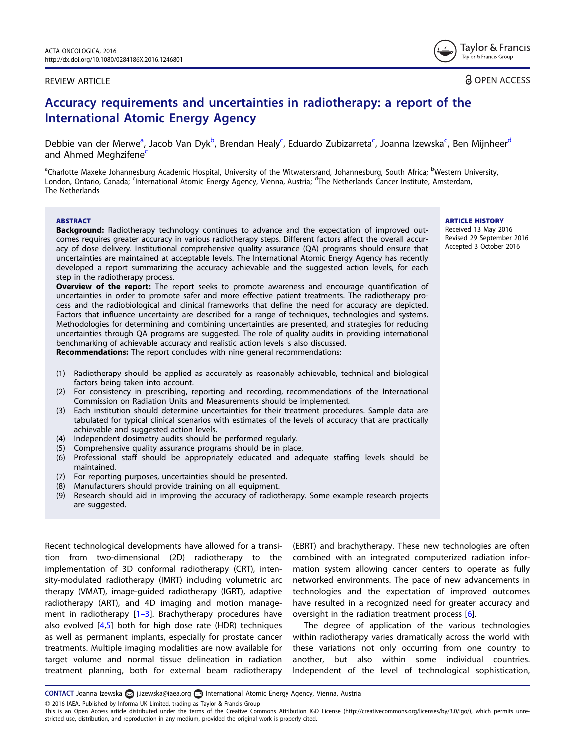REVIEW ARTICLE

OPEN ACCESS

# Accuracy requirements and uncertainties in radiotherapy: a report of the International Atomic Energy Agency

Debbie van der Merwe[a], Jacob Van Dyk[b], Brendan Healy[c], Eduardo Zubizarreta[c], Joanna Izewska[c], Ben Mijnheer[d] and Ahmed Meghzifene[c]

[a]Charlotte Maxeke Johannesburg Academic Hospital, University of the Witwatersrand, Johannesburg, South Africa; [b]Western University, London, Ontario, Canada; [c]International Atomic Energy Agency, Vienna, Austria; [d]The Netherlands Cancer Institute, Amsterdam, The Netherlands

**ABSTRACT**

**Background:** Radiotherapy technology continues to advance and the expectation of improved outcomes requires greater accuracy in various radiotherapy steps. Different factors affect the overall accuracy of dose delivery. Institutional comprehensive quality assurance (QA) programs should ensure that uncertainties are maintained at acceptable levels. The International Atomic Energy Agency has recently developed a report summarizing the accuracy achievable and the suggested action levels, for each step in the radiotherapy process.

**Overview of the report:** The report seeks to promote awareness and encourage quantification of uncertainties in order to promote safer and more effective patient treatments. The radiotherapy process and the radiobiological and clinical frameworks that define the need for accuracy are depicted. Factors that influence uncertainty are described for a range of techniques, technologies and systems. Methodologies for determining and combining uncertainties are presented, and strategies for reducing uncertainties through QA programs are suggested. The role of quality audits in providing international benchmarking of achievable accuracy and realistic action levels is also discussed.

**Recommendations:** The report concludes with nine general recommendations:

(1) Radiotherapy should be applied as accurately as reasonably achievable, technical and biological factors being taken into account.
(2) For consistency in prescribing, reporting and recording, recommendations of the International Commission on Radiation Units and Measurements should be implemented.
(3) Each institution should determine uncertainties for their treatment procedures. Sample data are tabulated for typical clinical scenarios with estimates of the levels of accuracy that are practically achievable and suggested action levels.
(4) Independent dosimetry audits should be performed regularly.
(5) Comprehensive quality assurance programs should be in place.
(6) Professional staff should be appropriately educated and adequate staffing levels should be maintained.
(7) For reporting purposes, uncertainties should be presented.
(8) Manufacturers should provide training on all equipment.
(9) Research should aid in improving the accuracy of radiotherapy. Some example research projects are suggested.

**ARTICLE HISTORY**
Received 13 May 2016
Revised 29 September 2016
Accepted 3 October 2016

Recent technological developments have allowed for a transition from two-dimensional (2D) radiotherapy to the implementation of 3D conformal radiotherapy (CRT), intensity-modulated radiotherapy (IMRT) including volumetric arc therapy (VMAT), image-guided radiotherapy (IGRT), adaptive radiotherapy (ART), and 4D imaging and motion management in radiotherapy [1–3]. Brachytherapy procedures have also evolved [4,5] both for high dose rate (HDR) techniques as well as permanent implants, especially for prostate cancer treatments. Multiple imaging modalities are now available for target volume and normal tissue delineation in radiation treatment planning, both for external beam radiotherapy (EBRT) and brachytherapy. These new technologies are often combined with an integrated computerized radiation information system allowing cancer centers to operate as fully networked environments. The pace of new advancements in technologies and the expectation of improved outcomes have resulted in a recognized need for greater accuracy and oversight in the radiation treatment process [6].

The degree of application of the various technologies within radiotherapy varies dramatically across the world with these variations not only occurring from one country to another, but also within some individual countries. Independent of the level of technological sophistication,

CONTACT Joanna Izewska j.izewska@iaea.org International Atomic Energy Agency, Vienna, Austria

© 2016 IAEA. Published by Informa UK Limited, trading as Taylor & Francis Group
This is an Open Access article distributed under the terms of the Creative Commons Attribution IGO License (http://creativecommons.org/licenses/by/3.0/igo/), which permits unrestricted use, distribution, and reproduction in any medium, provided the original work is properly cited.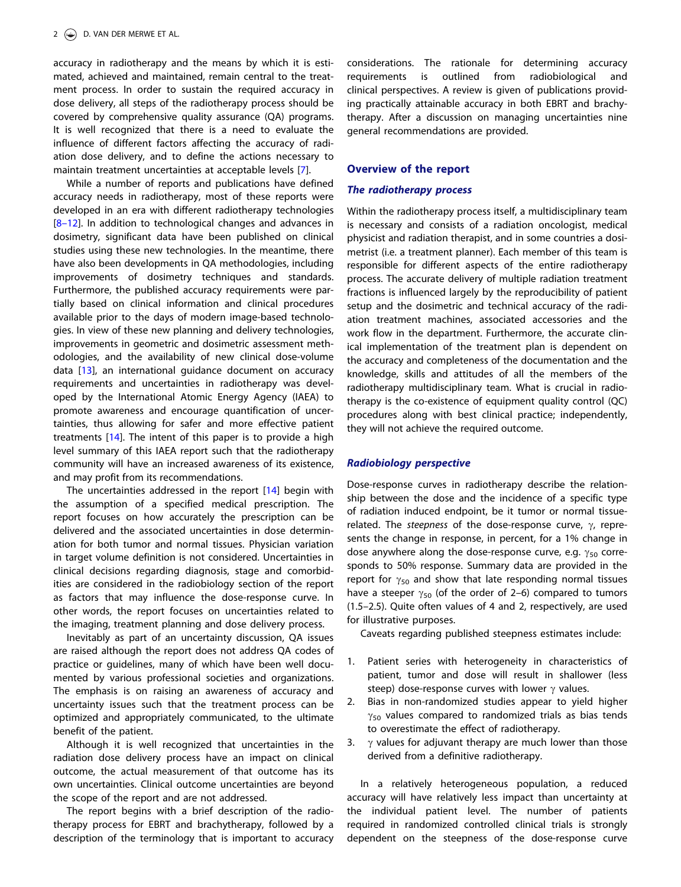accuracy in radiotherapy and the means by which it is estimated, achieved and maintained, remain central to the treatment process. In order to sustain the required accuracy in dose delivery, all steps of the radiotherapy process should be covered by comprehensive quality assurance (QA) programs. It is well recognized that there is a need to evaluate the influence of different factors affecting the accuracy of radiation dose delivery, and to define the actions necessary to maintain treatment uncertainties at acceptable levels [7].

While a number of reports and publications have defined accuracy needs in radiotherapy, most of these reports were developed in an era with different radiotherapy technologies [8–12]. In addition to technological changes and advances in dosimetry, significant data have been published on clinical studies using these new technologies. In the meantime, there have also been developments in QA methodologies, including improvements of dosimetry techniques and standards. Furthermore, the published accuracy requirements were partially based on clinical information and clinical procedures available prior to the days of modern image-based technologies. In view of these new planning and delivery technologies, improvements in geometric and dosimetric assessment methodologies, and the availability of new clinical dose-volume data [13], an international guidance document on accuracy requirements and uncertainties in radiotherapy was developed by the International Atomic Energy Agency (IAEA) to promote awareness and encourage quantification of uncertainties, thus allowing for safer and more effective patient treatments [14]. The intent of this paper is to provide a high level summary of this IAEA report such that the radiotherapy community will have an increased awareness of its existence, and may profit from its recommendations.

The uncertainties addressed in the report [14] begin with the assumption of a specified medical prescription. The report focuses on how accurately the prescription can be delivered and the associated uncertainties in dose determination for both tumor and normal tissues. Physician variation in target volume definition is not considered. Uncertainties in clinical decisions regarding diagnosis, stage and comorbidities are considered in the radiobiology section of the report as factors that may influence the dose-response curve. In other words, the report focuses on uncertainties related to the imaging, treatment planning and dose delivery process.

Inevitably as part of an uncertainty discussion, QA issues are raised although the report does not address QA codes of practice or guidelines, many of which have been well documented by various professional societies and organizations. The emphasis is on raising an awareness of accuracy and uncertainty issues such that the treatment process can be optimized and appropriately communicated, to the ultimate benefit of the patient.

Although it is well recognized that uncertainties in the radiation dose delivery process have an impact on clinical outcome, the actual measurement of that outcome has its own uncertainties. Clinical outcome uncertainties are beyond the scope of the report and are not addressed.

The report begins with a brief description of the radiotherapy process for EBRT and brachytherapy, followed by a description of the terminology that is important to accuracy considerations. The rationale for determining accuracy requirements is outlined from radiobiological and clinical perspectives. A review is given of publications providing practically attainable accuracy in both EBRT and brachytherapy. After a discussion on managing uncertainties nine general recommendations are provided.

## Overview of the report

### *The radiotherapy process*

Within the radiotherapy process itself, a multidisciplinary team is necessary and consists of a radiation oncologist, medical physicist and radiation therapist, and in some countries a dosimetrist (i.e. a treatment planner). Each member of this team is responsible for different aspects of the entire radiotherapy process. The accurate delivery of multiple radiation treatment fractions is influenced largely by the reproducibility of patient setup and the dosimetric and technical accuracy of the radiation treatment machines, associated accessories and the work flow in the department. Furthermore, the accurate clinical implementation of the treatment plan is dependent on the accuracy and completeness of the documentation and the knowledge, skills and attitudes of all the members of the radiotherapy multidisciplinary team. What is crucial in radiotherapy is the co-existence of equipment quality control (QC) procedures along with best clinical practice; independently, they will not achieve the required outcome.

### *Radiobiology perspective*

Dose-response curves in radiotherapy describe the relationship between the dose and the incidence of a specific type of radiation induced endpoint, be it tumor or normal tissue-related. The *steepness* of the dose-response curve, $\gamma$, represents the change in response, in percent, for a 1% change in dose anywhere along the dose-response curve, e.g. $\gamma_{50}$ corresponds to 50% response. Summary data are provided in the report for $\gamma_{50}$ and show that late responding normal tissues have a steeper $\gamma_{50}$ (of the order of 2–6) compared to tumors (1.5–2.5). Quite often values of 4 and 2, respectively, are used for illustrative purposes.

Caveats regarding published steepness estimates include:

1. Patient series with heterogeneity in characteristics of patient, tumor and dose will result in shallower (less steep) dose-response curves with lower $\gamma$ values.
2. Bias in non-randomized studies appear to yield higher $\gamma_{50}$ values compared to randomized trials as bias tends to overestimate the effect of radiotherapy.
3. $\gamma$ values for adjuvant therapy are much lower than those derived from a definitive radiotherapy.

In a relatively heterogeneous population, a reduced accuracy will have relatively less impact than uncertainty at the individual patient level. The number of patients required in randomized controlled clinical trials is strongly dependent on the steepness of the dose-response curve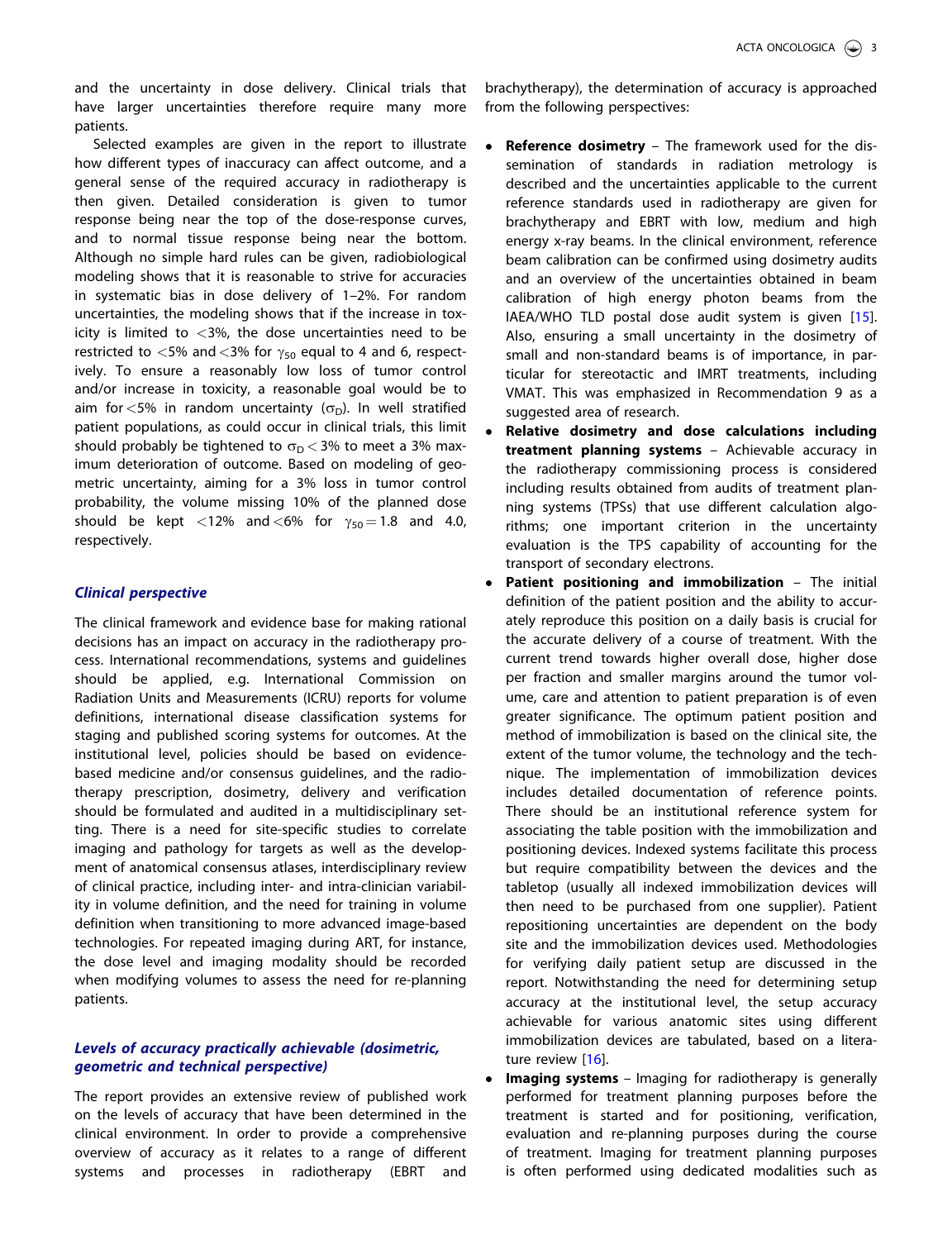and the uncertainty in dose delivery. Clinical trials that have larger uncertainties therefore require many more patients.

Selected examples are given in the report to illustrate how different types of inaccuracy can affect outcome, and a general sense of the required accuracy in radiotherapy is then given. Detailed consideration is given to tumor response being near the top of the dose-response curves, and to normal tissue response being near the bottom. Although no simple hard rules can be given, radiobiological modeling shows that it is reasonable to strive for accuracies in systematic bias in dose delivery of 1–2%. For random uncertainties, the modeling shows that if the increase in toxicity is limited to <3%, the dose uncertainties need to be restricted to <5% and <3% for $\gamma_{50}$ equal to 4 and 6, respectively. To ensure a reasonably low loss of tumor control and/or increase in toxicity, a reasonable goal would be to aim for <5% in random uncertainty ($\sigma_D$). In well stratified patient populations, as could occur in clinical trials, this limit should probably be tightened to $\sigma_D < 3\%$ to meet a 3% maximum deterioration of outcome. Based on modeling of geometric uncertainty, aiming for a 3% loss in tumor control probability, the volume missing 10% of the planned dose should be kept <12% and <6% for $\gamma_{50} = 1.8$ and 4.0, respectively.

### *Clinical perspective*

The clinical framework and evidence base for making rational decisions has an impact on accuracy in the radiotherapy process. International recommendations, systems and guidelines should be applied, e.g. International Commission on Radiation Units and Measurements (ICRU) reports for volume definitions, international disease classification systems for staging and published scoring systems for outcomes. At the institutional level, policies should be based on evidence-based medicine and/or consensus guidelines, and the radiotherapy prescription, dosimetry, delivery and verification should be formulated and audited in a multidisciplinary setting. There is a need for site-specific studies to correlate imaging and pathology for targets as well as the development of anatomical consensus atlases, interdisciplinary review of clinical practice, including inter- and intra-clinician variability in volume definition, and the need for training in volume definition when transitioning to more advanced image-based technologies. For repeated imaging during ART, for instance, the dose level and imaging modality should be recorded when modifying volumes to assess the need for re-planning patients.

### *Levels of accuracy practically achievable (dosimetric, geometric and technical perspective)*

The report provides an extensive review of published work on the levels of accuracy that have been determined in the clinical environment. In order to provide a comprehensive overview of accuracy as it relates to a range of different systems and processes in radiotherapy (EBRT and brachytherapy), the determination of accuracy is approached from the following perspectives:

- **Reference dosimetry** – The framework used for the dissemination of standards in radiation metrology is described and the uncertainties applicable to the current reference standards used in radiotherapy are given for brachytherapy and EBRT with low, medium and high energy x-ray beams. In the clinical environment, reference beam calibration can be confirmed using dosimetry audits and an overview of the uncertainties obtained in beam calibration of high energy photon beams from the IAEA/WHO TLD postal dose audit system is given [15]. Also, ensuring a small uncertainty in the dosimetry of small and non-standard beams is of importance, in particular for stereotactic and IMRT treatments, including VMAT. This was emphasized in Recommendation 9 as a suggested area of research.
- **Relative dosimetry and dose calculations including treatment planning systems** – Achievable accuracy in the radiotherapy commissioning process is considered including results obtained from audits of treatment planning systems (TPSs) that use different calculation algorithms; one important criterion in the uncertainty evaluation is the TPS capability of accounting for the transport of secondary electrons.
- **Patient positioning and immobilization** – The initial definition of the patient position and the ability to accurately reproduce this position on a daily basis is crucial for the accurate delivery of a course of treatment. With the current trend towards higher overall dose, higher dose per fraction and smaller margins around the tumor volume, care and attention to patient preparation is of even greater significance. The optimum patient position and method of immobilization is based on the clinical site, the extent of the tumor volume, the technology and the technique. The implementation of immobilization devices includes detailed documentation of reference points. There should be an institutional reference system for associating the table position with the immobilization and positioning devices. Indexed systems facilitate this process but require compatibility between the devices and the tabletop (usually all indexed immobilization devices will then need to be purchased from one supplier). Patient repositioning uncertainties are dependent on the body site and the immobilization devices used. Methodologies for verifying daily patient setup are discussed in the report. Notwithstanding the need for determining setup accuracy at the institutional level, the setup accuracy achievable for various anatomic sites using different immobilization devices are tabulated, based on a literature review [16].
- **Imaging systems** – Imaging for radiotherapy is generally performed for treatment planning purposes before the treatment is started and for positioning, verification, evaluation and re-planning purposes during the course of treatment. Imaging for treatment planning purposes is often performed using dedicated modalities such as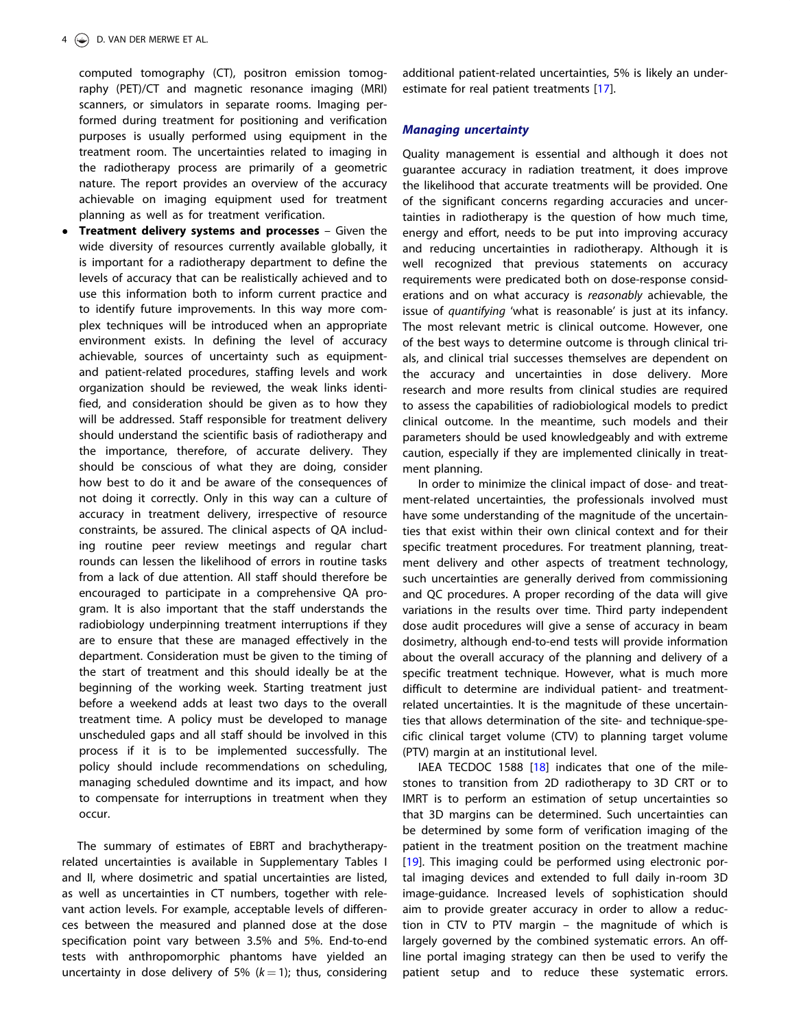computed tomography (CT), positron emission tomography (PET)/CT and magnetic resonance imaging (MRI) scanners, or simulators in separate rooms. Imaging performed during treatment for positioning and verification purposes is usually performed using equipment in the treatment room. The uncertainties related to imaging in the radiotherapy process are primarily of a geometric nature. The report provides an overview of the accuracy achievable on imaging equipment used for treatment planning as well as for treatment verification.

- **Treatment delivery systems and processes** – Given the wide diversity of resources currently available globally, it is important for a radiotherapy department to define the levels of accuracy that can be realistically achieved and to use this information both to inform current practice and to identify future improvements. In this way more complex techniques will be introduced when an appropriate environment exists. In defining the level of accuracy achievable, sources of uncertainty such as equipment- and patient-related procedures, staffing levels and work organization should be reviewed, the weak links identified, and consideration should be given as to how they will be addressed. Staff responsible for treatment delivery should understand the scientific basis of radiotherapy and the importance, therefore, of accurate delivery. They should be conscious of what they are doing, consider how best to do it and be aware of the consequences of not doing it correctly. Only in this way can a culture of accuracy in treatment delivery, irrespective of resource constraints, be assured. The clinical aspects of QA including routine peer review meetings and regular chart rounds can lessen the likelihood of errors in routine tasks from a lack of due attention. All staff should therefore be encouraged to participate in a comprehensive QA program. It is also important that the staff understands the radiobiology underpinning treatment interruptions if they are to ensure that these are managed effectively in the department. Consideration must be given to the timing of the start of treatment and this should ideally be at the beginning of the working week. Starting treatment just before a weekend adds at least two days to the overall treatment time. A policy must be developed to manage unscheduled gaps and all staff should be involved in this process if it is to be implemented successfully. The policy should include recommendations on scheduling, managing scheduled downtime and its impact, and how to compensate for interruptions in treatment when they occur.

The summary of estimates of EBRT and brachytherapy-related uncertainties is available in Supplementary Tables I and II, where dosimetric and spatial uncertainties are listed, as well as uncertainties in CT numbers, together with relevant action levels. For example, acceptable levels of differences between the measured and planned dose at the dose specification point vary between 3.5% and 5%. End-to-end tests with anthropomorphic phantoms have yielded an uncertainty in dose delivery of 5% ($k = 1$); thus, considering additional patient-related uncertainties, 5% is likely an underestimate for real patient treatments [17].

### Managing uncertainty

Quality management is essential and although it does not guarantee accuracy in radiation treatment, it does improve the likelihood that accurate treatments will be provided. One of the significant concerns regarding accuracies and uncertainties in radiotherapy is the question of how much time, energy and effort, needs to be put into improving accuracy and reducing uncertainties in radiotherapy. Although it is well recognized that previous statements on accuracy requirements were predicated both on dose-response considerations and on what accuracy is *reasonably* achievable, the issue of *quantifying* 'what is reasonable' is just at its infancy. The most relevant metric is clinical outcome. However, one of the best ways to determine outcome is through clinical trials, and clinical trial successes themselves are dependent on the accuracy and uncertainties in dose delivery. More research and more results from clinical studies are required to assess the capabilities of radiobiological models to predict clinical outcome. In the meantime, such models and their parameters should be used knowledgeably and with extreme caution, especially if they are implemented clinically in treatment planning.

In order to minimize the clinical impact of dose- and treatment-related uncertainties, the professionals involved must have some understanding of the magnitude of the uncertainties that exist within their own clinical context and for their specific treatment procedures. For treatment planning, treatment delivery and other aspects of treatment technology, such uncertainties are generally derived from commissioning and QC procedures. A proper recording of the data will give variations in the results over time. Third party independent dose audit procedures will give a sense of accuracy in beam dosimetry, although end-to-end tests will provide information about the overall accuracy of the planning and delivery of a specific treatment technique. However, what is much more difficult to determine are individual patient- and treatment-related uncertainties. It is the magnitude of these uncertainties that allows determination of the site- and technique-specific clinical target volume (CTV) to planning target volume (PTV) margin at an institutional level.

IAEA TECDOC 1588 [18] indicates that one of the milestones to transition from 2D radiotherapy to 3D CRT or to IMRT is to perform an estimation of setup uncertainties so that 3D margins can be determined. Such uncertainties can be determined by some form of verification imaging of the patient in the treatment position on the treatment machine [19]. This imaging could be performed using electronic portal imaging devices and extended to full daily in-room 3D image-guidance. Increased levels of sophistication should aim to provide greater accuracy in order to allow a reduction in CTV to PTV margin – the magnitude of which is largely governed by the combined systematic errors. An off-line portal imaging strategy can then be used to verify the patient setup and to reduce these systematic errors.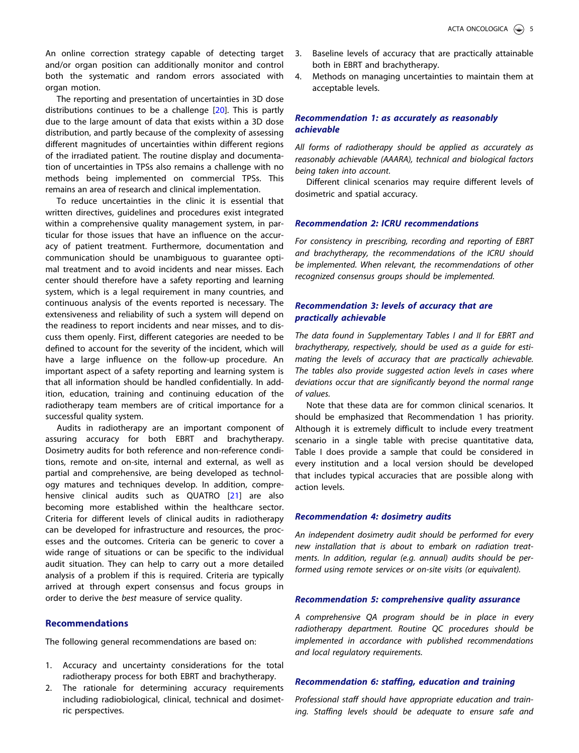An online correction strategy capable of detecting target and/or organ position can additionally monitor and control both the systematic and random errors associated with organ motion.

The reporting and presentation of uncertainties in 3D dose distributions continues to be a challenge [20]. This is partly due to the large amount of data that exists within a 3D dose distribution, and partly because of the complexity of assessing different magnitudes of uncertainties within different regions of the irradiated patient. The routine display and documentation of uncertainties in TPSs also remains a challenge with no methods being implemented on commercial TPSs. This remains an area of research and clinical implementation.

To reduce uncertainties in the clinic it is essential that written directives, guidelines and procedures exist integrated within a comprehensive quality management system, in particular for those issues that have an influence on the accuracy of patient treatment. Furthermore, documentation and communication should be unambiguous to guarantee optimal treatment and to avoid incidents and near misses. Each center should therefore have a safety reporting and learning system, which is a legal requirement in many countries, and continuous analysis of the events reported is necessary. The extensiveness and reliability of such a system will depend on the readiness to report incidents and near misses, and to discuss them openly. First, different categories are needed to be defined to account for the severity of the incident, which will have a large influence on the follow-up procedure. An important aspect of a safety reporting and learning system is that all information should be handled confidentially. In addition, education, training and continuing education of the radiotherapy team members are of critical importance for a successful quality system.

Audits in radiotherapy are an important component of assuring accuracy for both EBRT and brachytherapy. Dosimetry audits for both reference and non-reference conditions, remote and on-site, internal and external, as well as partial and comprehensive, are being developed as technology matures and techniques develop. In addition, comprehensive clinical audits [21] such as QUATRO are also becoming more established within the healthcare sector. Criteria for different levels of clinical audits in radiotherapy can be developed for infrastructure and resources, the processes and the outcomes. Criteria can be generic to cover a wide range of situations or can be specific to the individual audit situation. They can help to carry out a more detailed analysis of a problem if this is required. Criteria are typically arrived at through expert consensus and focus groups in order to derive the *best* measure of service quality.

## Recommendations

The following general recommendations are based on:

1. Accuracy and uncertainty considerations for the total radiotherapy process for both EBRT and brachytherapy.
2. The rationale for determining accuracy requirements including radiobiological, clinical, technical and dosimetric perspectives.
3. Baseline levels of accuracy that are practically attainable both in EBRT and brachytherapy.
4. Methods on managing uncertainties to maintain them at acceptable levels.

### Recommendation 1: as accurately as reasonably achievable

*All forms of radiotherapy should be applied as accurately as reasonably achievable (AAARA), technical and biological factors being taken into account.*

Different clinical scenarios may require different levels of dosimetric and spatial accuracy.

### Recommendation 2: ICRU recommendations

*For consistency in prescribing, recording and reporting of EBRT and brachytherapy, the recommendations of the ICRU should be implemented. When relevant, the recommendations of other recognized consensus groups should be implemented.*

### Recommendation 3: levels of accuracy that are practically achievable

*The data found in Supplementary Tables I and II for EBRT and brachytherapy, respectively, should be used as a guide for estimating the levels of accuracy that are practically achievable. The tables also provide suggested action levels in cases where deviations occur that are significantly beyond the normal range of values.*

Note that these data are for common clinical scenarios. It should be emphasized that Recommendation 1 has priority. Although it is extremely difficult to include every treatment scenario in a single table with precise quantitative data, Table I does provide a sample that could be considered in every institution and a local version should be developed that includes typical accuracies that are possible along with action levels.

### Recommendation 4: dosimetry audits

*An independent dosimetry audit should be performed for every new installation that is about to embark on radiation treatments. In addition, regular (e.g. annual) audits should be performed using remote services or on-site visits (or equivalent).*

### Recommendation 5: comprehensive quality assurance

*A comprehensive QA program should be in place in every radiotherapy department. Routine QC procedures should be implemented in accordance with published recommendations and local regulatory requirements.*

### Recommendation 6: staffing, education and training

*Professional staff should have appropriate education and training. Staffing levels should be adequate to ensure safe and*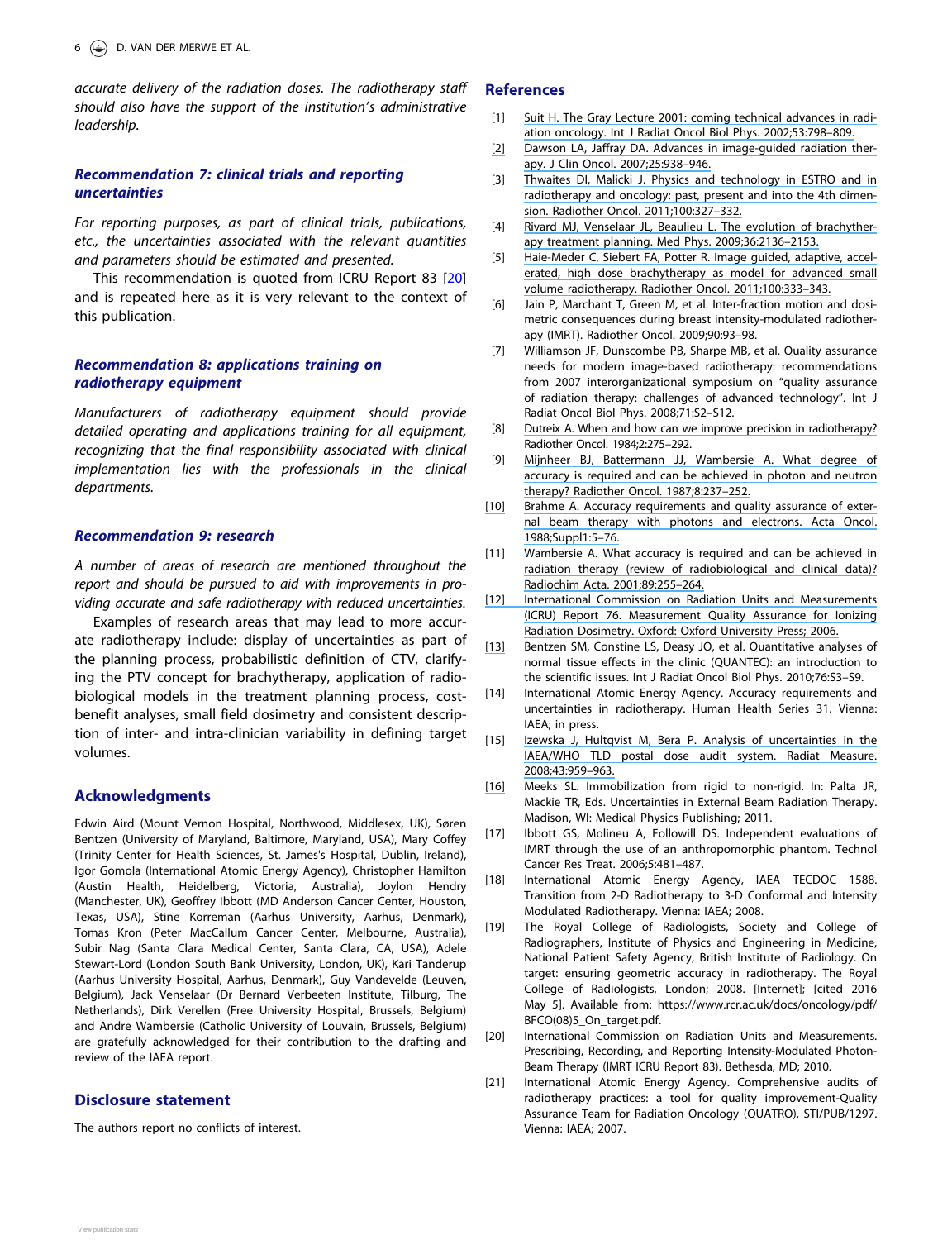*accurate delivery of the radiation doses. The radiotherapy staff should also have the support of the institution's administrative leadership.*

### *Recommendation 7: clinical trials and reporting uncertainties*

*For reporting purposes, as part of clinical trials, publications, etc., the uncertainties associated with the relevant quantities and parameters should be estimated and presented.*

This recommendation is quoted from ICRU Report 83 [20] and is repeated here as it is very relevant to the context of this publication.

### *Recommendation 8: applications training on radiotherapy equipment*

*Manufacturers of radiotherapy equipment should provide detailed operating and applications training for all equipment, recognizing that the final responsibility associated with clinical implementation lies with the professionals in the clinical departments.*

### *Recommendation 9: research*

*A number of areas of research are mentioned throughout the report and should be pursued to aid with improvements in providing accurate and safe radiotherapy with reduced uncertainties.*

Examples of research areas that may lead to more accurate radiotherapy include: display of uncertainties as part of the planning process, probabilistic definition of CTV, clarifying the PTV concept for brachytherapy, application of radiobiological models in the treatment planning process, cost-benefit analyses, small field dosimetry and consistent description of inter- and intra-clinician variability in defining target volumes.

## Acknowledgments

Edwin Aird (Mount Vernon Hospital, Northwood, Middlesex, UK), Søren Bentzen (University of Maryland, Baltimore, Maryland, USA), Mary Coffey (Trinity Center for Health Sciences, St. James's Hospital, Dublin, Ireland), Igor Gomola (International Atomic Energy Agency), Christopher Hamilton (Austin Health, Heidelberg, Victoria, Australia), Joylon Hendry (Manchester, UK), Geoffrey Ibbott (MD Anderson Cancer Center, Houston, Texas, USA), Stine Korreman (Aarhus University, Aarhus, Denmark), Tomas Kron (Peter MacCallum Cancer Center, Melbourne, Australia), Subir Nag (Santa Clara Medical Center, Santa Clara, CA, USA), Adele Stewart-Lord (London South Bank University, London, UK), Kari Tanderup (Aarhus University Hospital, Aarhus, Denmark), Guy Vandevelde (Leuven, Belgium), Jack Venselaar (Dr Bernard Verbeeten Institute, Tilburg, The Netherlands), Dirk Verellen (Free University Hospital, Brussels, Belgium) and Andre Wambersie (Catholic University of Louvain, Brussels, Belgium) are gratefully acknowledged for their contribution to the drafting and review of the IAEA report.

## Disclosure statement

The authors report no conflicts of interest.

## References

[1] Suit H. The Gray Lecture 2001: coming technical advances in radiation oncology. Int J Radiat Oncol Biol Phys. 2002;53:798–809.

[2] Dawson LA, Jaffray DA. Advances in image-guided radiation therapy. J Clin Oncol. 2007;25:938–946.

[3] Thwaites DI, Malicki J. Physics and technology in ESTRO and in radiotherapy and oncology: past, present and into the 4th dimension. Radiother Oncol. 2011;100:327–332.

[4] Rivard MJ, Venselaar JL, Beaulieu L. The evolution of brachytherapy treatment planning. Med Phys. 2009;36:2136–2153.

[5] Haie-Meder C, Siebert FA, Potter R. Image guided, adaptive, accelerated, high dose brachytherapy as model for advanced small volume radiotherapy. Radiother Oncol. 2011;100:333–343.

[6] Jain P, Marchant T, Green M, et al. Inter-fraction motion and dosimetric consequences during breast intensity-modulated radiotherapy (IMRT). Radiother Oncol. 2009;90:93–98.

[7] Williamson JF, Dunscombe PB, Sharpe MB, et al. Quality assurance needs for modern image-based radiotherapy: recommendations from 2007 interorganizational symposium on "quality assurance of radiation therapy: challenges of advanced technology". Int J Radiat Oncol Biol Phys. 2008;71:S2–S12.

[8] Dutreix A. When and how can we improve precision in radiotherapy? Radiother Oncol. 1984;2:275–292.

[9] Mijnheer BJ, Battermann JJ, Wambersie A. What degree of accuracy is required and can be achieved in photon and neutron therapy? Radiother Oncol. 1987;8:237–252.

[10] Brahme A. Accuracy requirements and quality assurance of external beam therapy with photons and electrons. Acta Oncol. 1988;Suppl1:5–76.

[11] Wambersie A. What accuracy is required and can be achieved in radiation therapy (review of radiobiological and clinical data)? Radiochim Acta. 2001;89:255–264.

[12] International Commission on Radiation Units and Measurements (ICRU) Report 76. Measurement Quality Assurance for Ionizing Radiation Dosimetry. Oxford: Oxford University Press; 2006.

[13] Bentzen SM, Constine LS, Deasy JO, et al. Quantitative analyses of normal tissue effects in the clinic (QUANTEC): an introduction to the scientific issues. Int J Radiat Oncol Biol Phys. 2010;76:S3–S9.

[14] International Atomic Energy Agency. Accuracy requirements and uncertainties in radiotherapy. Human Health Series 31. Vienna: IAEA; in press.

[15] Izewska J, Hultqvist M, Bera P. Analysis of uncertainties in the IAEA/WHO TLD postal dose audit system. Radiat Measure. 2008;43:959–963.

[16] Meeks SL. Immobilization from rigid to non-rigid. In: Palta JR, Mackie TR, Eds. Uncertainties in External Beam Radiation Therapy. Madison, WI: Medical Physics Publishing; 2011.

[17] Ibbott GS, Molineu A, Followill DS. Independent evaluations of IMRT through the use of an anthropomorphic phantom. Technol Cancer Res Treat. 2006;5:481–487.

[18] International Atomic Energy Agency, IAEA TECDOC 1588. Transition from 2-D Radiotherapy to 3-D Conformal and Intensity Modulated Radiotherapy. Vienna: IAEA; 2008.

[19] The Royal College of Radiologists, Society and College of Radiographers, Institute of Physics and Engineering in Medicine, National Patient Safety Agency, British Institute of Radiology. On target: ensuring geometric accuracy in radiotherapy. The Royal College of Radiologists, London; 2008. [Internet]; [cited 2016 May 5]. Available from: https://www.rcr.ac.uk/docs/oncology/pdf/BFCO(08)5_On_target.pdf.

[20] International Commission on Radiation Units and Measurements. Prescribing, Recording, and Reporting Intensity-Modulated Photon-Beam Therapy (IMRT ICRU Report 83). Bethesda, MD; 2010.

[21] International Atomic Energy Agency. Comprehensive audits of radiotherapy practices: a tool for quality improvement-Quality Assurance Team for Radiation Oncology (QUATRO), STI/PUB/1297. Vienna: IAEA; 2007.